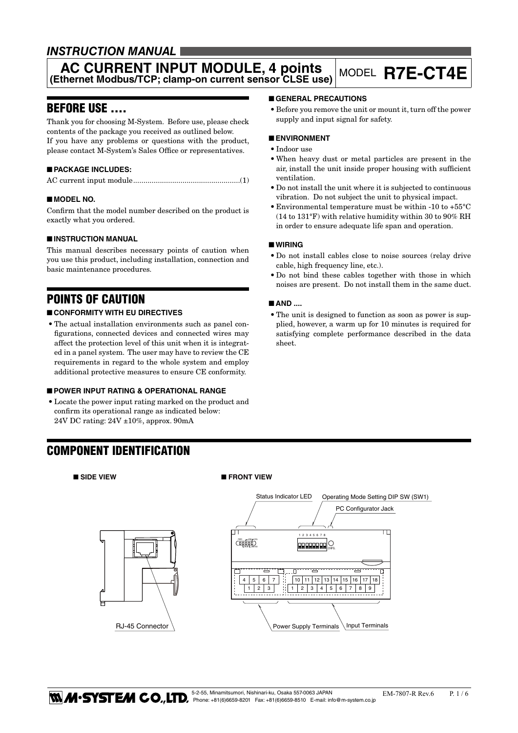*INSTRUCTION MANUAL*

# AC CURRENT INPUT MODULE, 4 points (Ethernet Modbus/TCP; clamp-on current sensor CLSE use)

MODEL **R7E-CT4E**

## BEFORE USE ....

Thank you for choosing M-System. Before use, please check contents of the package you received as outlined below.
If you have any problems or questions with the product, please contact M-System's Sales Office or representatives.

### ■ PACKAGE INCLUDES:

AC current input module....................................................(1)

### ■ MODEL NO.

Confirm that the model number described on the product is exactly what you ordered.

### ■ INSTRUCTION MANUAL

This manual describes necessary points of caution when you use this product, including installation, connection and basic maintenance procedures.

## POINTS OF CAUTION

### ■ CONFORMITY WITH EU DIRECTIVES

- The actual installation environments such as panel configurations, connected devices and connected wires may affect the protection level of this unit when it is integrated in a panel system. The user may have to review the CE requirements in regard to the whole system and employ additional protective measures to ensure CE conformity.

### ■ POWER INPUT RATING & OPERATIONAL RANGE

- Locate the power input rating marked on the product and confirm its operational range as indicated below:
  24V DC rating: 24V ±10%, approx. 90mA

### ■ GENERAL PRECAUTIONS

- Before you remove the unit or mount it, turn off the power supply and input signal for safety.

### ■ ENVIRONMENT

- Indoor use
- When heavy dust or metal particles are present in the air, install the unit inside proper housing with sufficient ventilation.
- Do not install the unit where it is subjected to continuous vibration. Do not subject the unit to physical impact.
- Environmental temperature must be within -10 to +55°C (14 to 131°F) with relative humidity within 30 to 90% RH in order to ensure adequate life span and operation.

### ■ WIRING

- Do not install cables close to noise sources (relay drive cable, high frequency line, etc.).
- Do not bind these cables together with those in which noises are present. Do not install them in the same duct.

### ■ AND ....

- The unit is designed to function as soon as power is supplied, however, a warm up for 10 minutes is required for satisfying complete performance described in the data sheet.

## COMPONENT IDENTIFICATION

### ■ SIDE VIEW

RJ-45 Connector

### ■ FRONT VIEW

Status Indicator LED

Operating Mode Setting DIP SW (SW1)

PC Configurator Jack

Power Supply Terminals

Input Terminals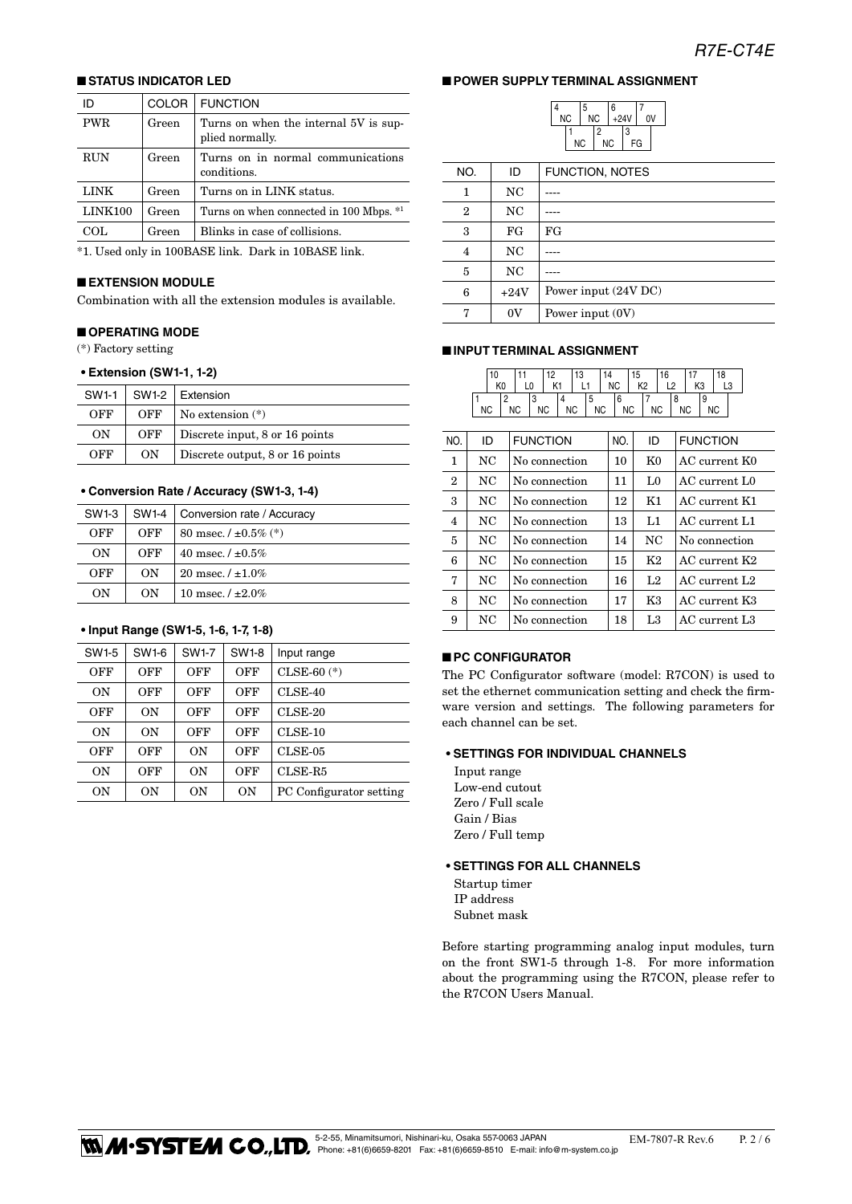## ■ STATUS INDICATOR LED

| ID | COLOR | FUNCTION |
|---|---|---|
| PWR | Green | Turns on when the internal 5V is supplied normally. |
| RUN | Green | Turns on in normal communications conditions. |
| LINK | Green | Turns on in LINK status. |
| LINK100 | Green | Turns on when connected in 100 Mbps. *1 |
| COL | Green | Blinks in case of collisions. |

*1. Used only in 100BASE link. Dark in 10BASE link.

## ■ EXTENSION MODULE

Combination with all the extension modules is available.

## ■ OPERATING MODE

(*) Factory setting

### • Extension (SW1-1, 1-2)

| SW1-1 | SW1-2 | Extension |
|---|---|---|
| OFF | OFF | No extension (*) |
| ON | OFF | Discrete input, 8 or 16 points |
| OFF | ON | Discrete output, 8 or 16 points |

### • Conversion Rate / Accuracy (SW1-3, 1-4)

| SW1-3 | SW1-4 | Conversion rate / Accuracy |
|---|---|---|
| OFF | OFF | 80 msec. / ±0.5% (*) |
| ON | OFF | 40 msec. / ±0.5% |
| OFF | ON | 20 msec. / ±1.0% |
| ON | ON | 10 msec. / ±2.0% |

### • Input Range (SW1-5, 1-6, 1-7, 1-8)

| SW1-5 | SW1-6 | SW1-7 | SW1-8 | Input range |
|---|---|---|---|---|
| OFF | OFF | OFF | OFF | CLSE-60 (*) |
| ON | OFF | OFF | OFF | CLSE-40 |
| OFF | ON | OFF | OFF | CLSE-20 |
| ON | ON | OFF | OFF | CLSE-10 |
| OFF | OFF | ON | OFF | CLSE-05 |
| ON | OFF | ON | OFF | CLSE-R5 |
| ON | ON | ON | ON | PC Configurator setting |

## ■ POWER SUPPLY TERMINAL ASSIGNMENT

| NO. | ID | FUNCTION, NOTES |
|---|---|---|
| 1 | NC | ---- |
| 2 | NC | ---- |
| 3 | FG | FG |
| 4 | NC | ---- |
| 5 | NC | ---- |
| 6 | +24V | Power input (24V DC) |
| 7 | 0V | Power input (0V) |

## ■ INPUT TERMINAL ASSIGNMENT

| NO. | ID | FUNCTION | NO. | ID | FUNCTION |
|---|---|---|---|---|---|
| 1 | NC | No connection | 10 | K0 | AC current K0 |
| 2 | NC | No connection | 11 | L0 | AC current L0 |
| 3 | NC | No connection | 12 | K1 | AC current K1 |
| 4 | NC | No connection | 13 | L1 | AC current L1 |
| 5 | NC | No connection | 14 | NC | No connection |
| 6 | NC | No connection | 15 | K2 | AC current K2 |
| 7 | NC | No connection | 16 | L2 | AC current L2 |
| 8 | NC | No connection | 17 | K3 | AC current K3 |
| 9 | NC | No connection | 18 | L3 | AC current L3 |

## ■ PC CONFIGURATOR

The PC Configurator software (model: R7CON) is used to set the ethernet communication setting and check the firmware version and settings. The following parameters for each channel can be set.

### • SETTINGS FOR INDIVIDUAL CHANNELS

Input range
Low-end cutout
Zero / Full scale
Gain / Bias
Zero / Full temp

### • SETTINGS FOR ALL CHANNELS

Startup timer
IP address
Subnet mask

Before starting programming analog input modules, turn on the front SW1-5 through 1-8. For more information about the programming using the R7CON, please refer to the R7CON Users Manual.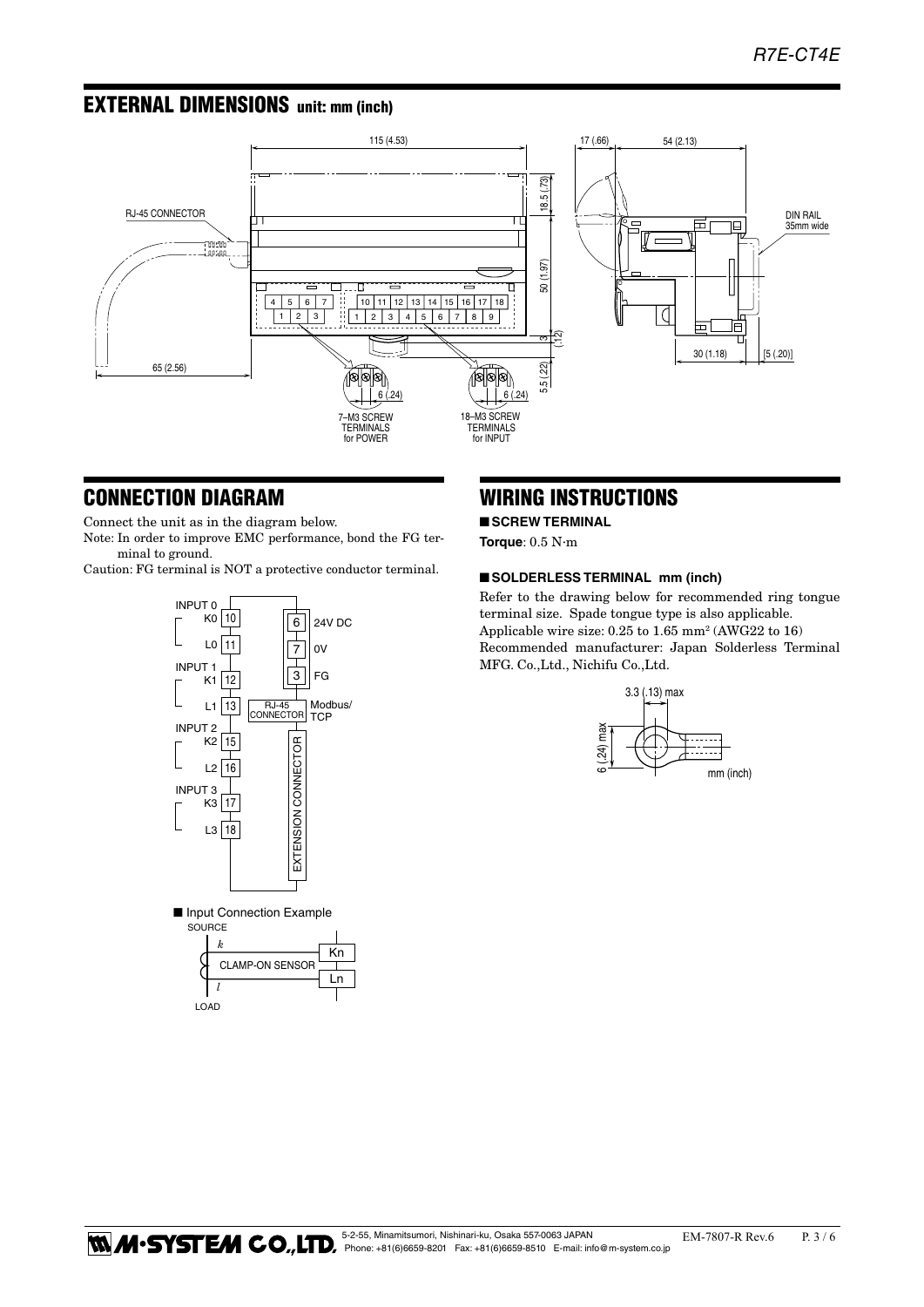## EXTERNAL DIMENSIONS unit: mm (inch)

115 (4.53)

RJ-45 CONNECTOR

65 (2.56)

18.5 (.73)

50 (1.97)

3 (.12)

5.5 (.22)

7–M3 SCREW TERMINALS for POWER

18–M3 SCREW TERMINALS for INPUT

6 (.24)

17 (.66)

54 (2.13)

DIN RAIL 35mm wide

30 (1.18)

[5 (.20)]

## CONNECTION DIAGRAM

Connect the unit as in the diagram below.

Note: In order to improve EMC performance, bond the FG terminal to ground.

Caution: FG terminal is NOT a protective conductor terminal.

INPUT 0: K0 10, L0 11

INPUT 1: K1 12, L1 13

INPUT 2: K2 15, L2 16

INPUT 3: K3 17, L3 18

6: 24V DC

7: 0V

3: FG

RJ-45 CONNECTOR: Modbus/TCP

EXTENSION CONNECTOR

■ Input Connection Example

SOURCE – $k$ – CLAMP-ON SENSOR – Kn / Ln – $l$ – LOAD

## WIRING INSTRUCTIONS

■ **SCREW TERMINAL**

**Torque**: 0.5 N·m

■ **SOLDERLESS TERMINAL mm (inch)**

Refer to the drawing below for recommended ring tongue terminal size. Spade tongue type is also applicable.
Applicable wire size: 0.25 to 1.65 $mm^2$ (AWG22 to 16)
Recommended manufacturer: Japan Solderless Terminal MFG. Co.,Ltd., Nichifu Co.,Ltd.

3.3 (.13) max

6 (.24) max

mm (inch)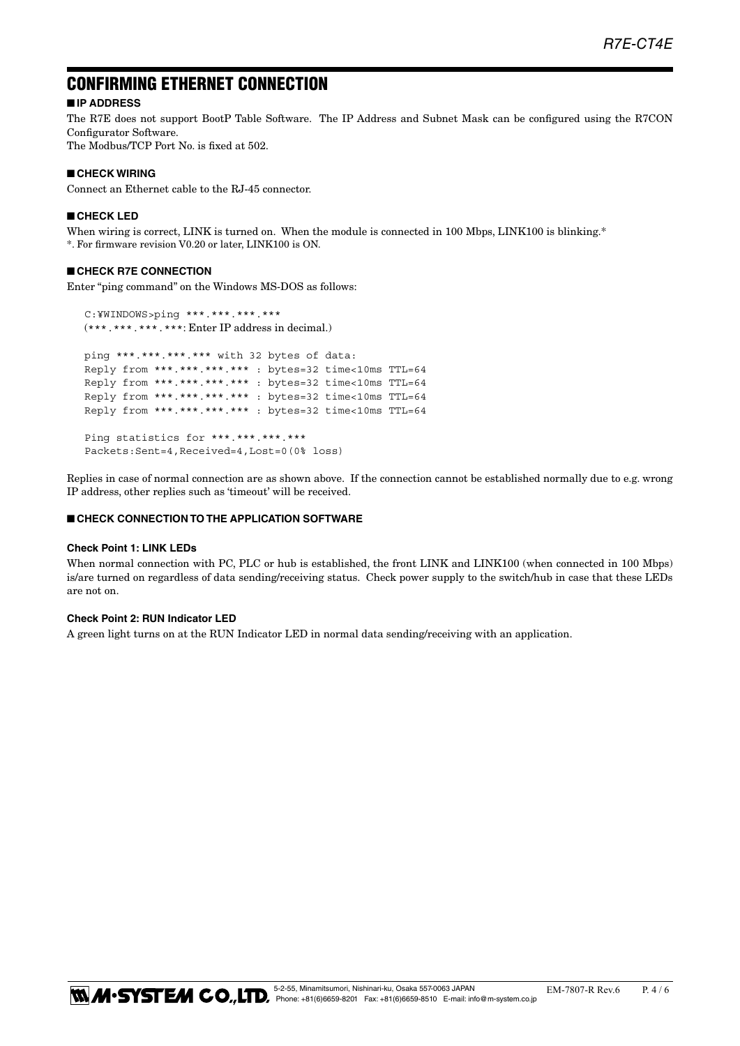# CONFIRMING ETHERNET CONNECTION

## ■ IP ADDRESS

The R7E does not support BootP Table Software. The IP Address and Subnet Mask can be configured using the R7CON Configurator Software.
The Modbus/TCP Port No. is fixed at 502.

## ■ CHECK WIRING

Connect an Ethernet cable to the RJ-45 connector.

## ■ CHECK LED

When wiring is correct, LINK is turned on. When the module is connected in 100 Mbps, LINK100 is blinking.*
*. For firmware revision V0.20 or later, LINK100 is ON.

## ■ CHECK R7E CONNECTION

Enter "ping command" on the Windows MS-DOS as follows:

```
C:¥WINDOWS>ping ***.***.***.***
(***.***.***.***: Enter IP address in decimal.)

ping ***.***.***.*** with 32 bytes of data:
Reply from ***.***.***.*** : bytes=32 time<10ms TTL=64
Reply from ***.***.***.*** : bytes=32 time<10ms TTL=64
Reply from ***.***.***.*** : bytes=32 time<10ms TTL=64
Reply from ***.***.***.*** : bytes=32 time<10ms TTL=64

Ping statistics for ***.***.***.***
Packets:Sent=4,Received=4,Lost=0(0% loss)
```

Replies in case of normal connection are as shown above. If the connection cannot be established normally due to e.g. wrong IP address, other replies such as 'timeout' will be received.

## ■ CHECK CONNECTION TO THE APPLICATION SOFTWARE

### Check Point 1: LINK LEDs

When normal connection with PC, PLC or hub is established, the front LINK and LINK100 (when connected in 100 Mbps) is/are turned on regardless of data sending/receiving status. Check power supply to the switch/hub in case that these LEDs are not on.

### Check Point 2: RUN Indicator LED

A green light turns on at the RUN Indicator LED in normal data sending/receiving with an application.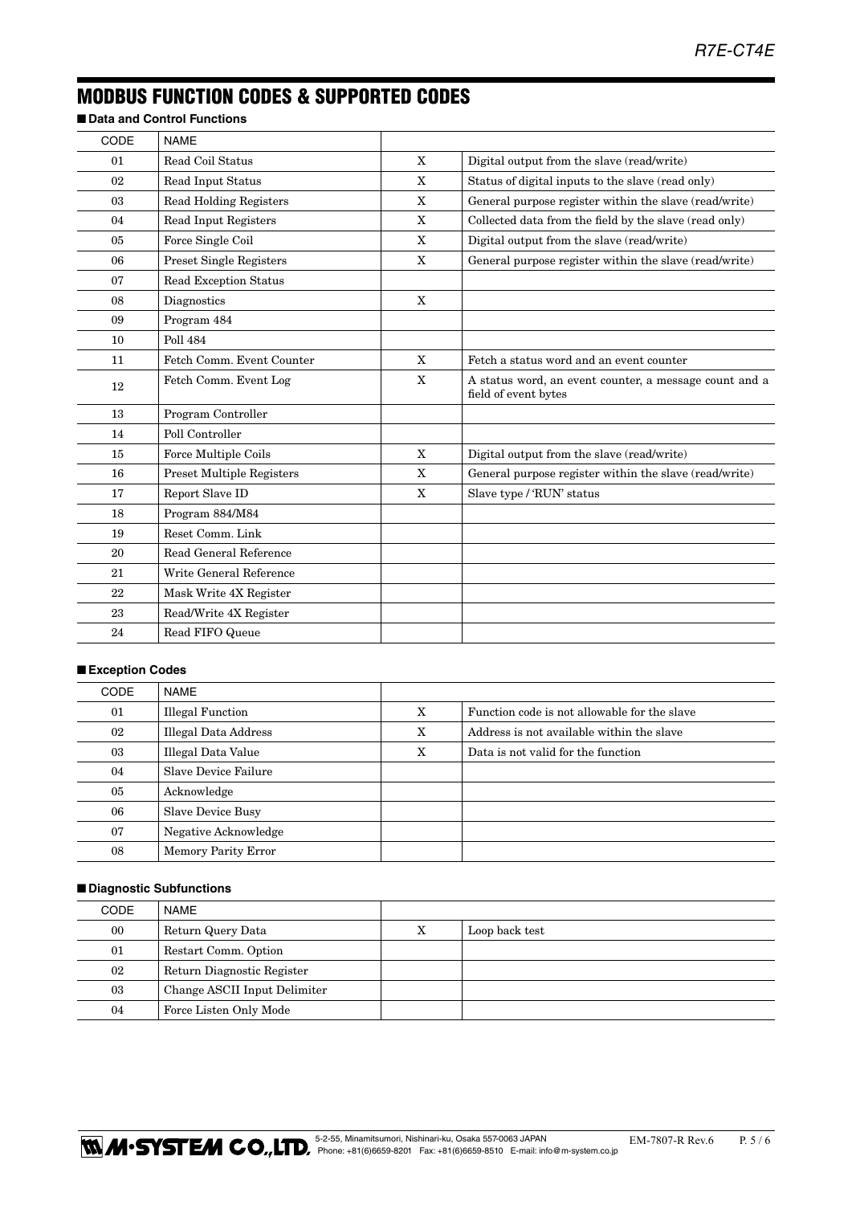## MODBUS FUNCTION CODES & SUPPORTED CODES

### ■ Data and Control Functions

| CODE | NAME | | |
|---|---|---|---|
| 01 | Read Coil Status | X | Digital output from the slave (read/write) |
| 02 | Read Input Status | X | Status of digital inputs to the slave (read only) |
| 03 | Read Holding Registers | X | General purpose register within the slave (read/write) |
| 04 | Read Input Registers | X | Collected data from the field by the slave (read only) |
| 05 | Force Single Coil | X | Digital output from the slave (read/write) |
| 06 | Preset Single Registers | X | General purpose register within the slave (read/write) |
| 07 | Read Exception Status | | |
| 08 | Diagnostics | X | |
| 09 | Program 484 | | |
| 10 | Poll 484 | | |
| 11 | Fetch Comm. Event Counter | X | Fetch a status word and an event counter |
| 12 | Fetch Comm. Event Log | X | A status word, an event counter, a message count and a field of event bytes |
| 13 | Program Controller | | |
| 14 | Poll Controller | | |
| 15 | Force Multiple Coils | X | Digital output from the slave (read/write) |
| 16 | Preset Multiple Registers | X | General purpose register within the slave (read/write) |
| 17 | Report Slave ID | X | Slave type / 'RUN' status |
| 18 | Program 884/M84 | | |
| 19 | Reset Comm. Link | | |
| 20 | Read General Reference | | |
| 21 | Write General Reference | | |
| 22 | Mask Write 4X Register | | |
| 23 | Read/Write 4X Register | | |
| 24 | Read FIFO Queue | | |

### ■ Exception Codes

| CODE | NAME | | |
|---|---|---|---|
| 01 | Illegal Function | X | Function code is not allowable for the slave |
| 02 | Illegal Data Address | X | Address is not available within the slave |
| 03 | Illegal Data Value | X | Data is not valid for the function |
| 04 | Slave Device Failure | | |
| 05 | Acknowledge | | |
| 06 | Slave Device Busy | | |
| 07 | Negative Acknowledge | | |
| 08 | Memory Parity Error | | |

### ■ Diagnostic Subfunctions

| CODE | NAME | | |
|---|---|---|---|
| 00 | Return Query Data | X | Loop back test |
| 01 | Restart Comm. Option | | |
| 02 | Return Diagnostic Register | | |
| 03 | Change ASCII Input Delimiter | | |
| 04 | Force Listen Only Mode | | |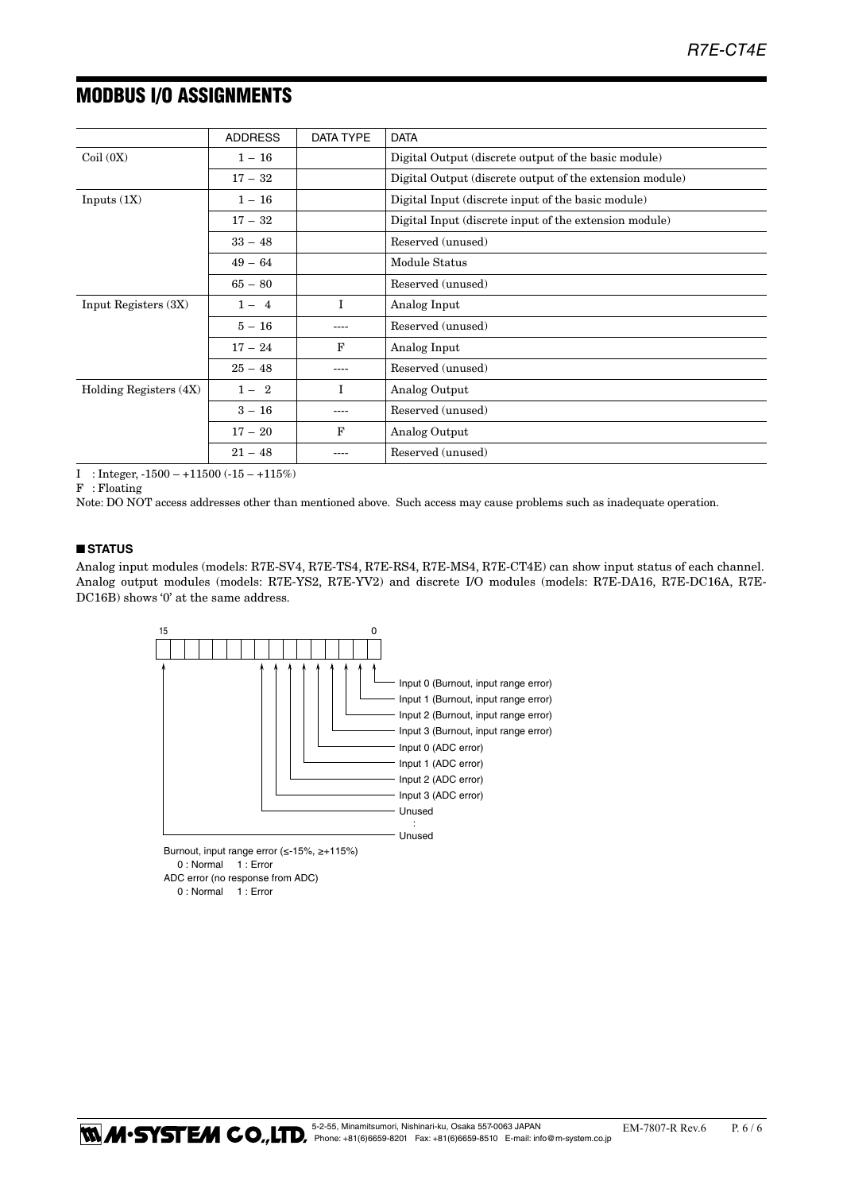## MODBUS I/O ASSIGNMENTS

| | ADDRESS | DATA TYPE | DATA |
|---|---|---|---|
| Coil (0X) | 1 – 16 | | Digital Output (discrete output of the basic module) |
| | 17 – 32 | | Digital Output (discrete output of the extension module) |
| Inputs (1X) | 1 – 16 | | Digital Input (discrete input of the basic module) |
| | 17 – 32 | | Digital Input (discrete input of the extension module) |
| | 33 – 48 | | Reserved (unused) |
| | 49 – 64 | | Module Status |
| | 65 – 80 | | Reserved (unused) |
| Input Registers (3X) | 1 – 4 | I | Analog Input |
| | 5 – 16 | ---- | Reserved (unused) |
| | 17 – 24 | F | Analog Input |
| | 25 – 48 | ---- | Reserved (unused) |
| Holding Registers (4X) | 1 – 2 | I | Analog Output |
| | 3 – 16 | ---- | Reserved (unused) |
| | 17 – 20 | F | Analog Output |
| | 21 – 48 | ---- | Reserved (unused) |

I : Integer, -1500 – +11500 (-15 – +115%)

F : Floating

Note: DO NOT access addresses other than mentioned above. Such access may cause problems such as inadequate operation.

### ■ STATUS

Analog input modules (models: R7E-SV4, R7E-TS4, R7E-RS4, R7E-MS4, R7E-CT4E) can show input status of each channel. Analog output modules (models: R7E-YS2, R7E-YV2) and discrete I/O modules (models: R7E-DA16, R7E-DC16A, R7E-DC16B) shows '0' at the same address.

15
0

Input 0 (Burnout, input range error)
Input 1 (Burnout, input range error)
Input 2 (Burnout, input range error)
Input 3 (Burnout, input range error)
Input 0 (ADC error)
Input 1 (ADC error)
Input 2 (ADC error)
Input 3 (ADC error)
Unused
:
Unused

Burnout, input range error (≤-15%, ≥+115%)
0 : Normal 1 : Error
ADC error (no response from ADC)
0 : Normal 1 : Error